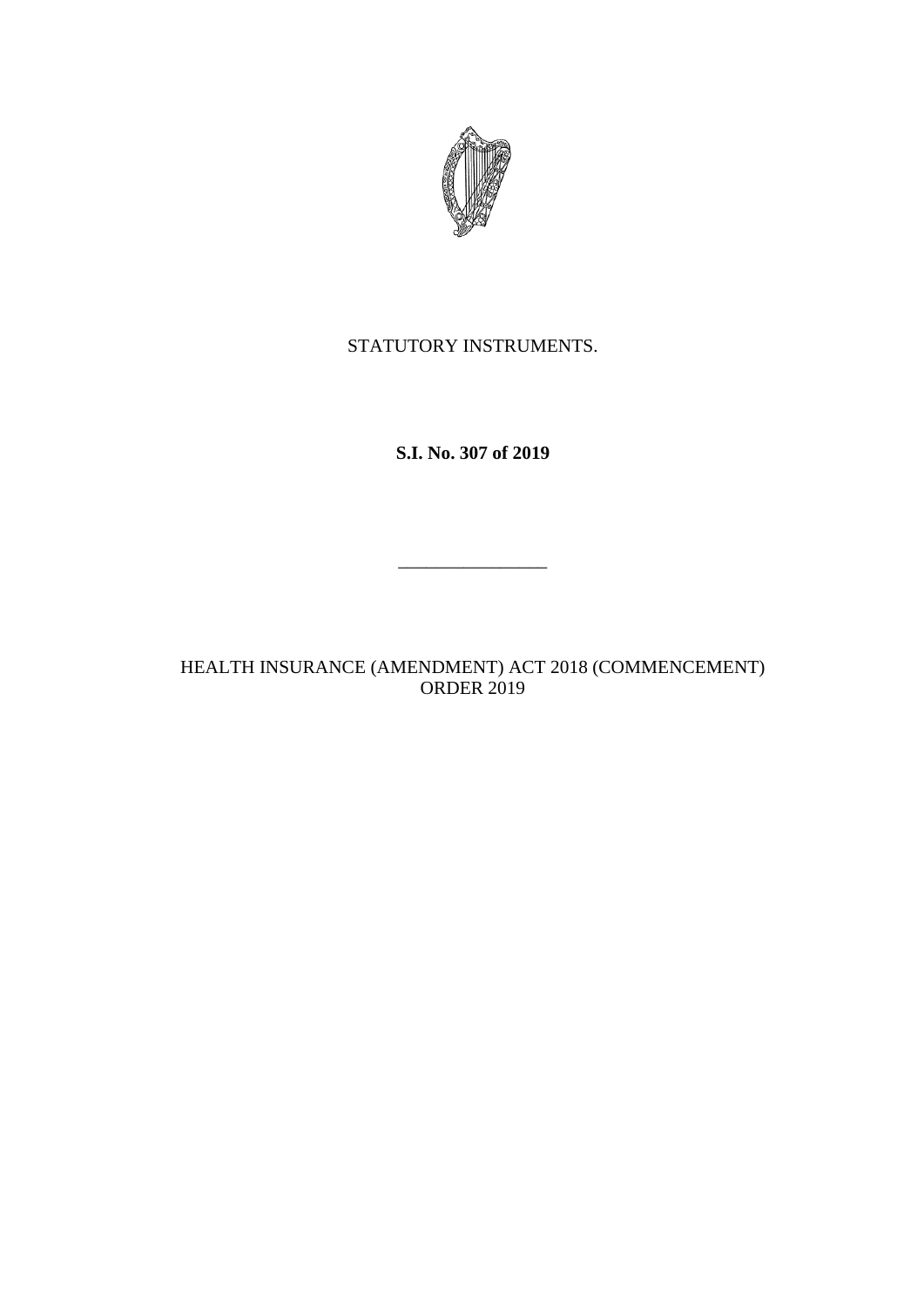STATUTORY INSTRUMENTS.

**S.I. No. 307 of 2019**

---

HEALTH INSURANCE (AMENDMENT) ACT 2018 (COMMENCEMENT) ORDER 2019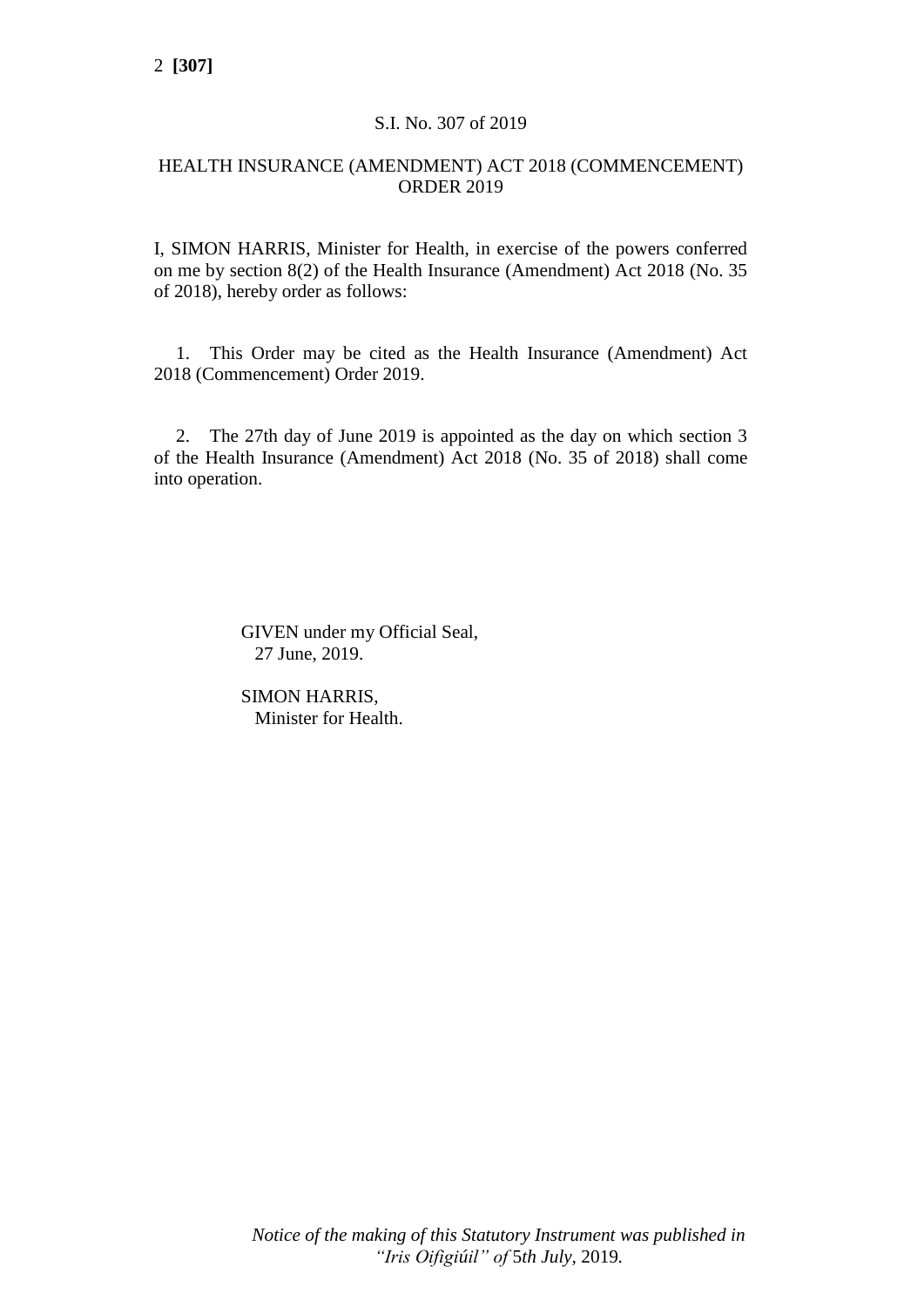S.I. No. 307 of 2019

# HEALTH INSURANCE (AMENDMENT) ACT 2018 (COMMENCEMENT) ORDER 2019

I, SIMON HARRIS, Minister for Health, in exercise of the powers conferred on me by section 8(2) of the Health Insurance (Amendment) Act 2018 (No. 35 of 2018), hereby order as follows:

1. This Order may be cited as the Health Insurance (Amendment) Act 2018 (Commencement) Order 2019.

2. The 27th day of June 2019 is appointed as the day on which section 3 of the Health Insurance (Amendment) Act 2018 (No. 35 of 2018) shall come into operation.

GIVEN under my Official Seal,
27 June, 2019.

SIMON HARRIS,
Minister for Health.

*Notice of the making of this Statutory Instrument was published in "Iris Oifigiúil" of 5th July, 2019.*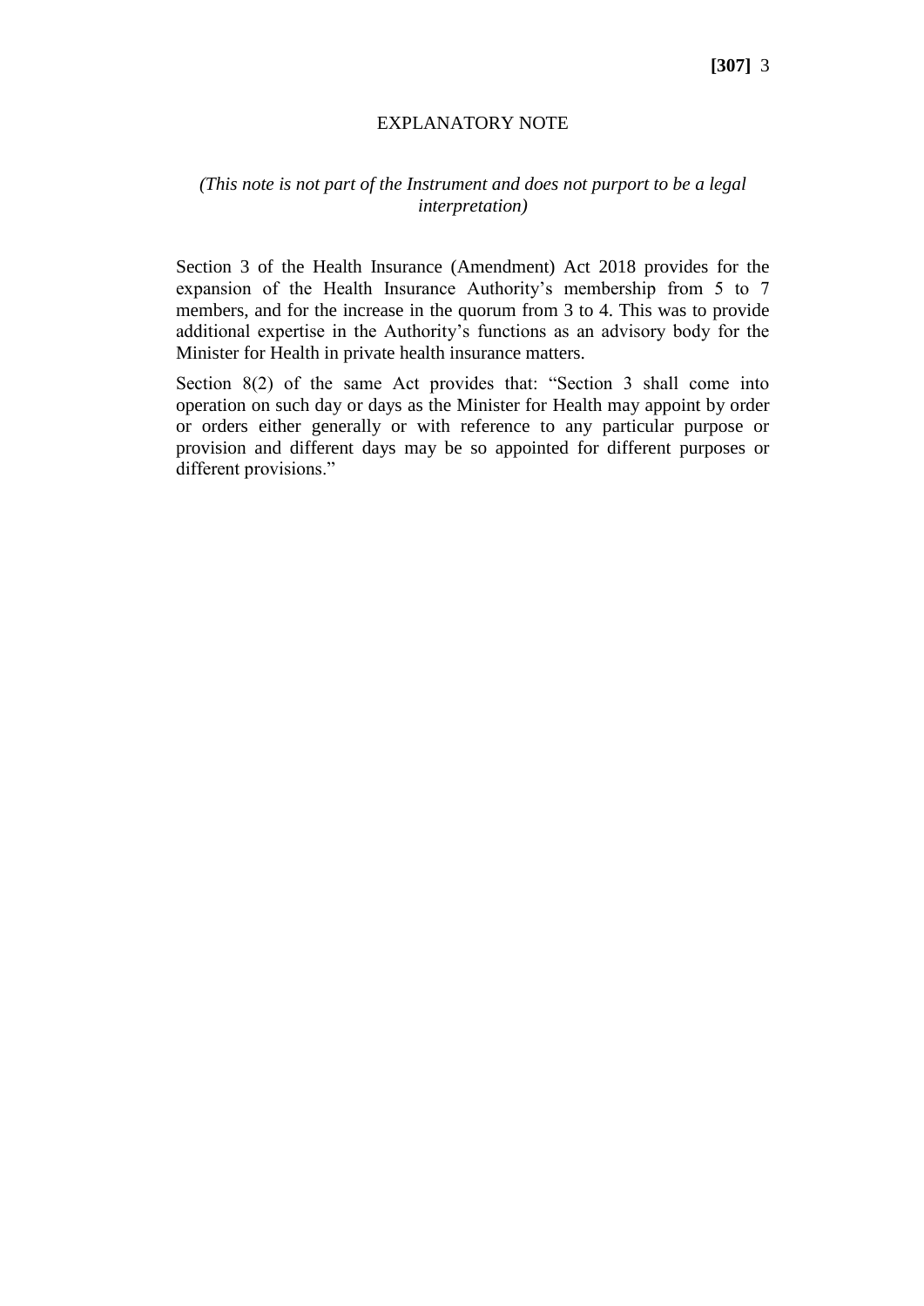# EXPLANATORY NOTE

*(This note is not part of the Instrument and does not purport to be a legal interpretation)*

Section 3 of the Health Insurance (Amendment) Act 2018 provides for the expansion of the Health Insurance Authority's membership from 5 to 7 members, and for the increase in the quorum from 3 to 4. This was to provide additional expertise in the Authority's functions as an advisory body for the Minister for Health in private health insurance matters.

Section 8(2) of the same Act provides that: "Section 3 shall come into operation on such day or days as the Minister for Health may appoint by order or orders either generally or with reference to any particular purpose or provision and different days may be so appointed for different purposes or different provisions."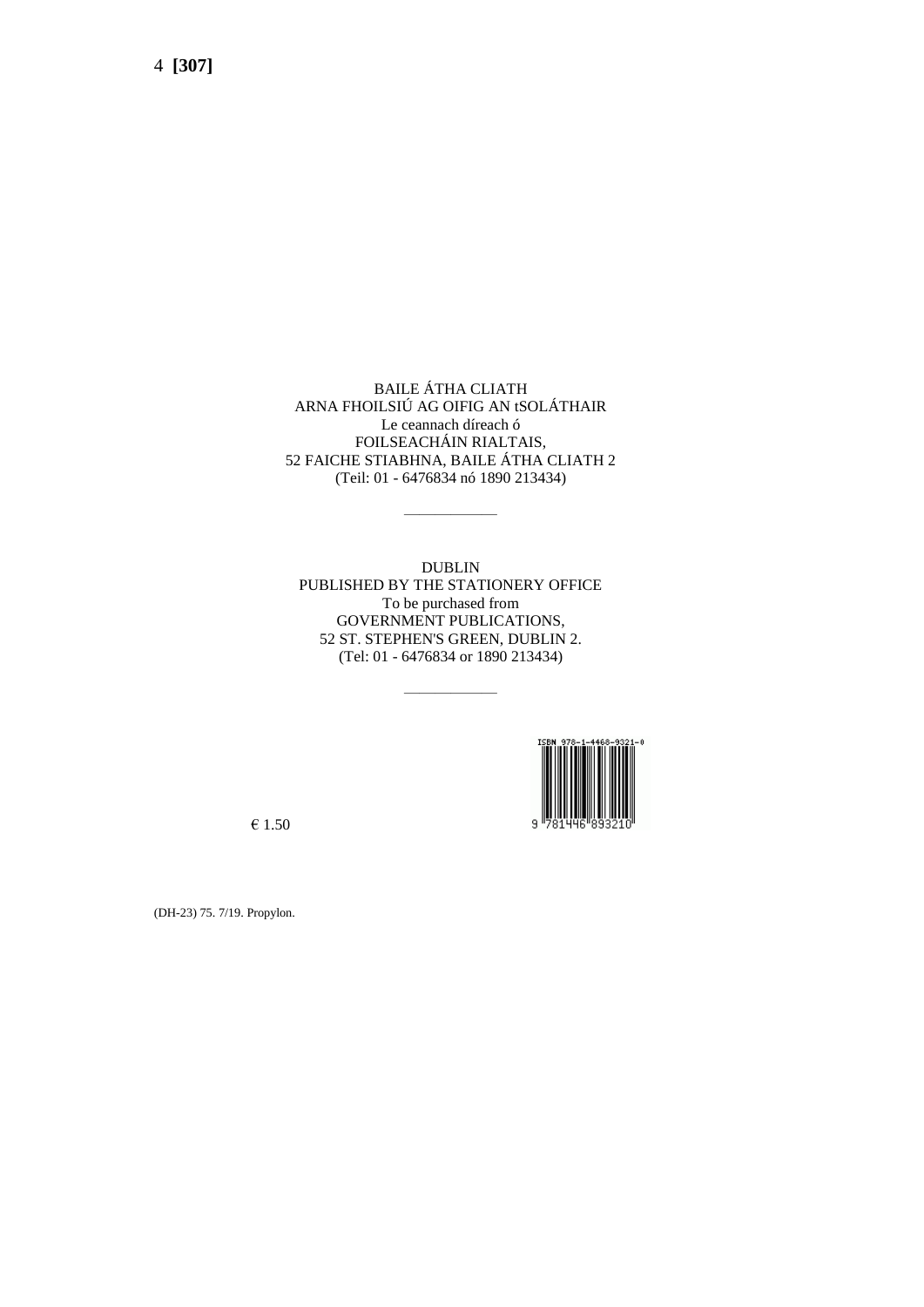**[307]**

BAILE ÁTHA CLIATH
ARNA FHOILSIÚ AG OIFIG AN tSOLÁTHAIR
Le ceannach díreach ó
FOILSEACHÁIN RIALTAIS,
52 FAICHE STIABHNA, BAILE ÁTHA CLIATH 2
(Teil: 01 - 6476834 nó 1890 213434)

---

DUBLIN
PUBLISHED BY THE STATIONERY OFFICE
To be purchased from
GOVERNMENT PUBLICATIONS,
52 ST. STEPHEN'S GREEN, DUBLIN 2.
(Tel: 01 - 6476834 or 1890 213434)

---

ISBN 978-1-4468-9321-0

9 781446 893210

€ 1.50

(DH-23) 75. 7/19. Propylon.